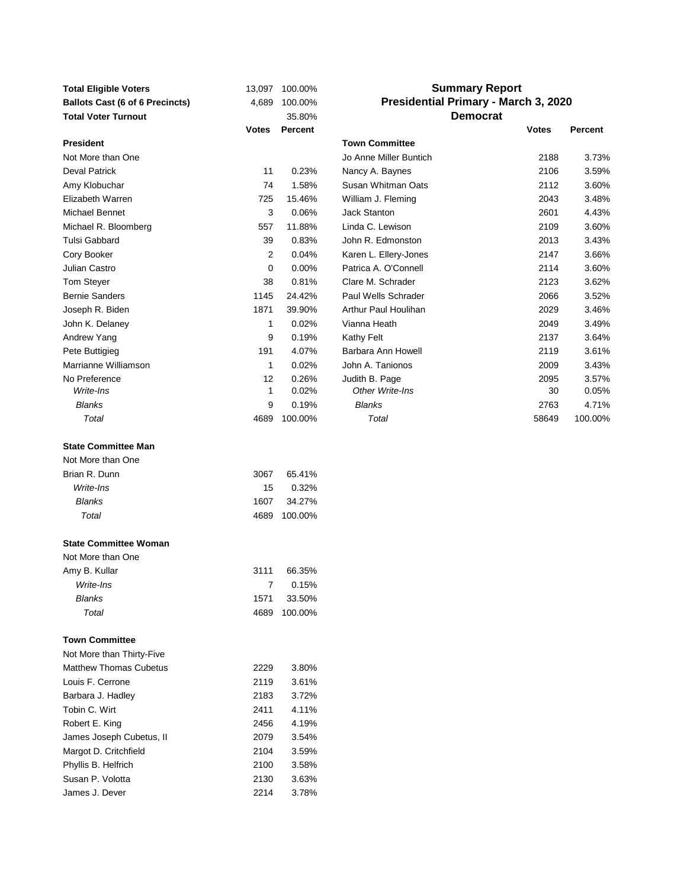## Summary Report
## Presidential Primary - March 3, 2020
## Democrat

| | Votes | Percent |
|---|---|---|
| **Total Eligible Voters** | 13,097 | 100.00% |
| **Ballots Cast (6 of 6 Precincts)** | 4,689 | 100.00% |
| **Total Voter Turnout** | | 35.80% |

| | Votes | Percent |
|---|---|---|
| **President** | | |
| Not More than One | | |
| Deval Patrick | 11 | 0.23% |
| Amy Klobuchar | 74 | 1.58% |
| Elizabeth Warren | 725 | 15.46% |
| Michael Bennet | 3 | 0.06% |
| Michael R. Bloomberg | 557 | 11.88% |
| Tulsi Gabbard | 39 | 0.83% |
| Cory Booker | 2 | 0.04% |
| Julian Castro | 0 | 0.00% |
| Tom Steyer | 38 | 0.81% |
| Bernie Sanders | 1145 | 24.42% |
| Joseph R. Biden | 1871 | 39.90% |
| John K. Delaney | 1 | 0.02% |
| Andrew Yang | 9 | 0.19% |
| Pete Buttigieg | 191 | 4.07% |
| Marrianne Williamson | 1 | 0.02% |
| No Preference | 12 | 0.26% |
| *Write-Ins* | 1 | 0.02% |
| *Blanks* | 9 | 0.19% |
| *Total* | 4689 | 100.00% |

| | Votes | Percent |
|---|---|---|
| **State Committee Man** | | |
| Not More than One | | |
| Brian R. Dunn | 3067 | 65.41% |
| *Write-Ins* | 15 | 0.32% |
| *Blanks* | 1607 | 34.27% |
| *Total* | 4689 | 100.00% |

| | Votes | Percent |
|---|---|---|
| **State Committee Woman** | | |
| Not More than One | | |
| Amy B. Kullar | 3111 | 66.35% |
| *Write-Ins* | 7 | 0.15% |
| *Blanks* | 1571 | 33.50% |
| *Total* | 4689 | 100.00% |

| | Votes | Percent |
|---|---|---|
| **Town Committee** | | |
| Not More than Thirty-Five | | |
| Matthew Thomas Cubetus | 2229 | 3.80% |
| Louis F. Cerrone | 2119 | 3.61% |
| Barbara J. Hadley | 2183 | 3.72% |
| Tobin C. Wirt | 2411 | 4.11% |
| Robert E. King | 2456 | 4.19% |
| James Joseph Cubetus, II | 2079 | 3.54% |
| Margot D. Critchfield | 2104 | 3.59% |
| Phyllis B. Helfrich | 2100 | 3.58% |
| Susan P. Volotta | 2130 | 3.63% |
| James J. Dever | 2214 | 3.78% |
| Jo Anne Miller Buntich | 2188 | 3.73% |
| Nancy A. Baynes | 2106 | 3.59% |
| Susan Whitman Oats | 2112 | 3.60% |
| William J. Fleming | 2043 | 3.48% |
| Jack Stanton | 2601 | 4.43% |
| Linda C. Lewison | 2109 | 3.60% |
| John R. Edmonston | 2013 | 3.43% |
| Karen L. Ellery-Jones | 2147 | 3.66% |
| Patrica A. O'Connell | 2114 | 3.60% |
| Clare M. Schrader | 2123 | 3.62% |
| Paul Wells Schrader | 2066 | 3.52% |
| Arthur Paul Houlihan | 2029 | 3.46% |
| Vianna Heath | 2049 | 3.49% |
| Kathy Felt | 2137 | 3.64% |
| Barbara Ann Howell | 2119 | 3.61% |
| John A. Tanionos | 2009 | 3.43% |
| Judith B. Page | 2095 | 3.57% |
| *Other Write-Ins* | 30 | 0.05% |
| *Blanks* | 2763 | 4.71% |
| *Total* | 58649 | 100.00% |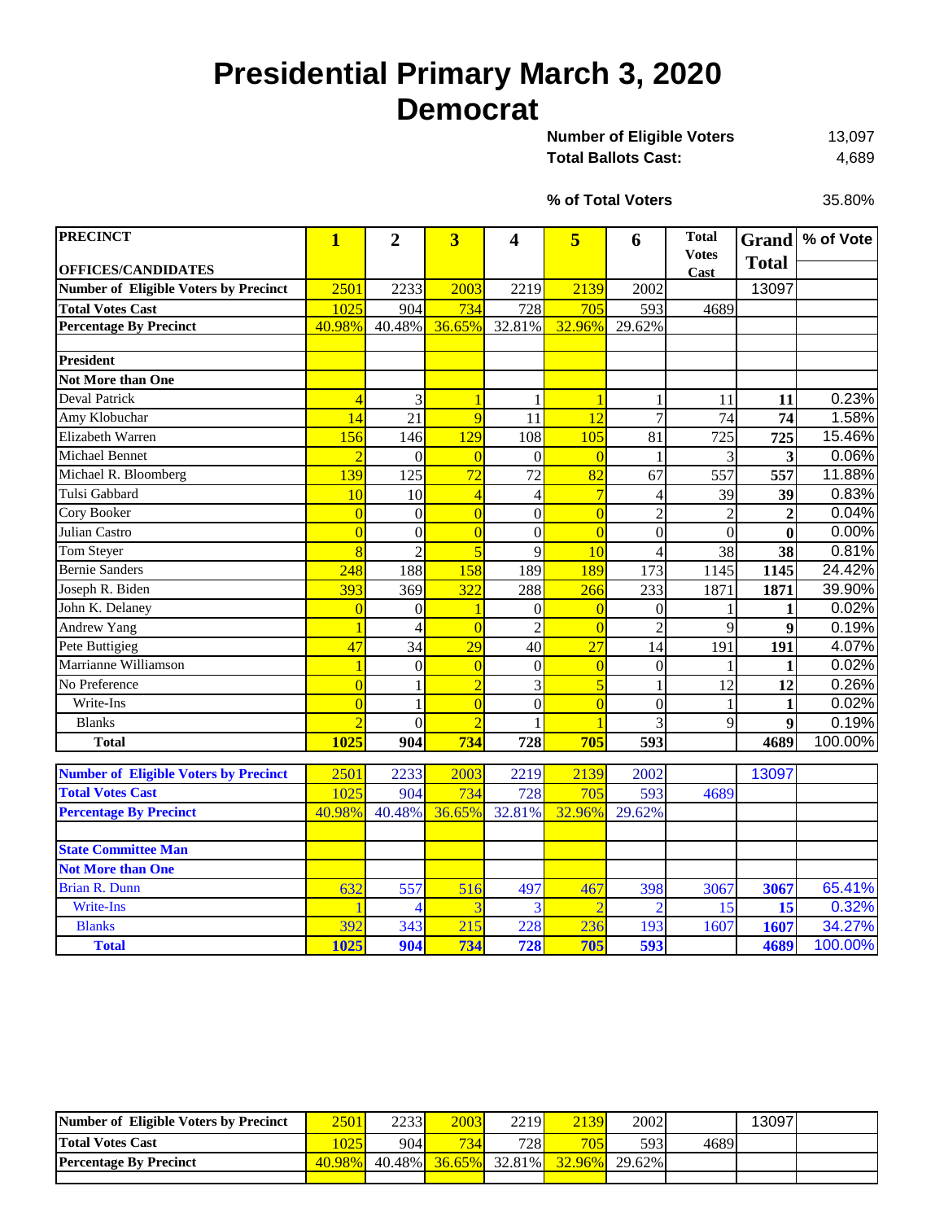# Presidential Primary March 3, 2020
## Democrat

**Number of Eligible Voters** 13,097
**Total Ballots Cast:** 4,689

**% of Total Voters** 35.80%

| PRECINCT<br>OFFICES/CANDIDATES | 1 | 2 | 3 | 4 | 5 | 6 | Total Votes Cast | Grand Total | % of Vote |
|---|---|---|---|---|---|---|---|---|---|
| **Number of Eligible Voters by Precinct** | 2501 | 2233 | 2003 | 2219 | 2139 | 2002 | | 13097 | |
| **Total Votes Cast** | 1025 | 904 | 734 | 728 | 705 | 593 | 4689 | | |
| **Percentage By Precinct** | 40.98% | 40.48% | 36.65% | 32.81% | 32.96% | 29.62% | | | |
| | | | | | | | | | |
| **President** | | | | | | | | | |
| **Not More than One** | | | | | | | | | |
| Deval Patrick | 4 | 3 | 1 | 1 | 1 | 1 | 11 | **11** | 0.23% |
| Amy Klobuchar | 14 | 21 | 9 | 11 | 12 | 7 | 74 | **74** | 1.58% |
| Elizabeth Warren | 156 | 146 | 129 | 108 | 105 | 81 | 725 | **725** | 15.46% |
| Michael Bennet | 2 | 0 | 0 | 0 | 0 | 1 | 3 | **3** | 0.06% |
| Michael R. Bloomberg | 139 | 125 | 72 | 72 | 82 | 67 | 557 | **557** | 11.88% |
| Tulsi Gabbard | 10 | 10 | 4 | 4 | 7 | 4 | 39 | **39** | 0.83% |
| Cory Booker | 0 | 0 | 0 | 0 | 0 | 2 | 2 | **2** | 0.04% |
| Julian Castro | 0 | 0 | 0 | 0 | 0 | 0 | 0 | **0** | 0.00% |
| Tom Steyer | 8 | 2 | 5 | 9 | 10 | 4 | 38 | **38** | 0.81% |
| Bernie Sanders | 248 | 188 | 158 | 189 | 189 | 173 | 1145 | **1145** | 24.42% |
| Joseph R. Biden | 393 | 369 | 322 | 288 | 266 | 233 | 1871 | **1871** | 39.90% |
| John K. Delaney | 0 | 0 | 1 | 0 | 0 | 0 | 1 | **1** | 0.02% |
| Andrew Yang | 1 | 4 | 0 | 2 | 0 | 2 | 9 | **9** | 0.19% |
| Pete Buttigieg | 47 | 34 | 29 | 40 | 27 | 14 | 191 | **191** | 4.07% |
| Marrianne Williamson | 1 | 0 | 0 | 0 | 0 | 0 | 1 | **1** | 0.02% |
| No Preference | 0 | 1 | 2 | 3 | 5 | 1 | 12 | **12** | 0.26% |
| Write-Ins | 0 | 1 | 0 | 0 | 0 | 0 | 1 | **1** | 0.02% |
| Blanks | 2 | 0 | 2 | 1 | 1 | 3 | 9 | **9** | 0.19% |
| **Total** | **1025** | **904** | **734** | **728** | **705** | **593** | | **4689** | 100.00% |

| OFFICES/CANDIDATES | 1 | 2 | 3 | 4 | 5 | 6 | Total Votes Cast | Grand Total | % of Vote |
|---|---|---|---|---|---|---|---|---|---|
| **Number of Eligible Voters by Precinct** | 2501 | 2233 | 2003 | 2219 | 2139 | 2002 | | 13097 | |
| **Total Votes Cast** | 1025 | 904 | 734 | 728 | 705 | 593 | 4689 | | |
| **Percentage By Precinct** | 40.98% | 40.48% | 36.65% | 32.81% | 32.96% | 29.62% | | | |
| | | | | | | | | | |
| **State Committee Man** | | | | | | | | | |
| **Not More than One** | | | | | | | | | |
| Brian R. Dunn | 632 | 557 | 516 | 497 | 467 | 398 | 3067 | **3067** | 65.41% |
| Write-Ins | 1 | 4 | 3 | 3 | 2 | 2 | 15 | **15** | 0.32% |
| Blanks | 392 | 343 | 215 | 228 | 236 | 193 | 1607 | **1607** | 34.27% |
| **Total** | **1025** | **904** | **734** | **728** | **705** | **593** | | **4689** | 100.00% |

| OFFICES/CANDIDATES | 1 | 2 | 3 | 4 | 5 | 6 | Total Votes Cast | Grand Total | % of Vote |
|---|---|---|---|---|---|---|---|---|---|
| **Number of Eligible Voters by Precinct** | 2501 | 2233 | 2003 | 2219 | 2139 | 2002 | | 13097 | |
| **Total Votes Cast** | 1025 | 904 | 734 | 728 | 705 | 593 | 4689 | | |
| **Percentage By Precinct** | 40.98% | 40.48% | 36.65% | 32.81% | 32.96% | 29.62% | | | |
| | | | | | | | | | |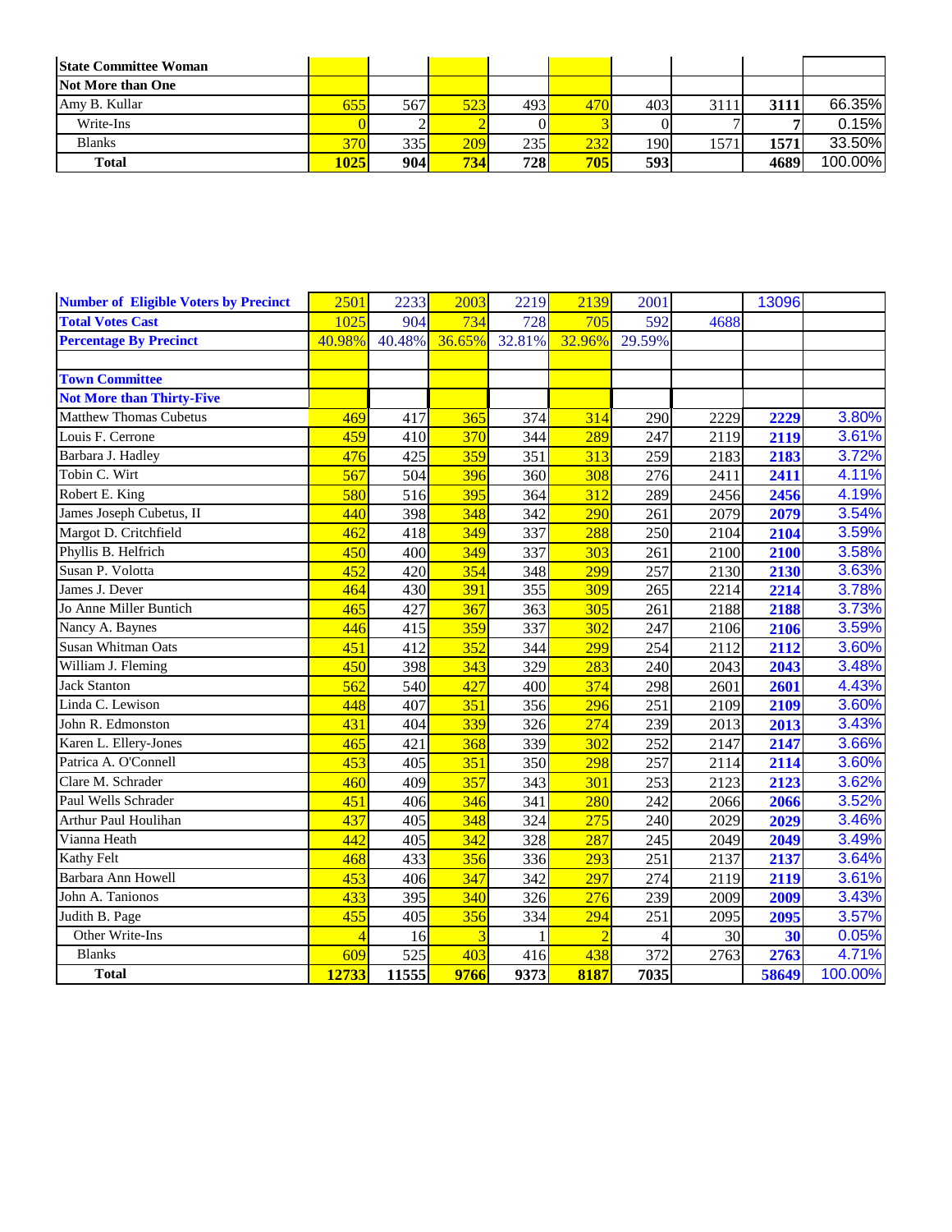| State Committee Woman | | | | | | | | | |
|---|---|---|---|---|---|---|---|---|---|
| Not More than One | | | | | | | | | |
| Amy B. Kullar | 655 | 567 | 523 | 493 | 470 | 403 | 3111 | 3111 | 66.35% |
| Write-Ins | 0 | 2 | 2 | 0 | 3 | 0 | 7 | 7 | 0.15% |
| Blanks | 370 | 335 | 209 | 235 | 232 | 190 | 1571 | 1571 | 33.50% |
| **Total** | **1025** | **904** | **734** | **728** | **705** | **593** | | **4689** | 100.00% |

| Number of Eligible Voters by Precinct | 2501 | 2233 | 2003 | 2219 | 2139 | 2001 | | 13096 | |
|---|---|---|---|---|---|---|---|---|---|
| Total Votes Cast | 1025 | 904 | 734 | 728 | 705 | 592 | 4688 | | |
| Percentage By Precinct | 40.98% | 40.48% | 36.65% | 32.81% | 32.96% | 29.59% | | | |
| | | | | | | | | | |
| Town Committee | | | | | | | | | |
| Not More than Thirty-Five | | | | | | | | | |
| Matthew Thomas Cubetus | 469 | 417 | 365 | 374 | 314 | 290 | 2229 | 2229 | 3.80% |
| Louis F. Cerrone | 459 | 410 | 370 | 344 | 289 | 247 | 2119 | 2119 | 3.61% |
| Barbara J. Hadley | 476 | 425 | 359 | 351 | 313 | 259 | 2183 | 2183 | 3.72% |
| Tobin C. Wirt | 567 | 504 | 396 | 360 | 308 | 276 | 2411 | 2411 | 4.11% |
| Robert E. King | 580 | 516 | 395 | 364 | 312 | 289 | 2456 | 2456 | 4.19% |
| James Joseph Cubetus, II | 440 | 398 | 348 | 342 | 290 | 261 | 2079 | 2079 | 3.54% |
| Margot D. Critchfield | 462 | 418 | 349 | 337 | 288 | 250 | 2104 | 2104 | 3.59% |
| Phyllis B. Helfrich | 450 | 400 | 349 | 337 | 303 | 261 | 2100 | 2100 | 3.58% |
| Susan P. Volotta | 452 | 420 | 354 | 348 | 299 | 257 | 2130 | 2130 | 3.63% |
| James J. Dever | 464 | 430 | 391 | 355 | 309 | 265 | 2214 | 2214 | 3.78% |
| Jo Anne Miller Buntich | 465 | 427 | 367 | 363 | 305 | 261 | 2188 | 2188 | 3.73% |
| Nancy A. Baynes | 446 | 415 | 359 | 337 | 302 | 247 | 2106 | 2106 | 3.59% |
| Susan Whitman Oats | 451 | 412 | 352 | 344 | 299 | 254 | 2112 | 2112 | 3.60% |
| William J. Fleming | 450 | 398 | 343 | 329 | 283 | 240 | 2043 | 2043 | 3.48% |
| Jack Stanton | 562 | 540 | 427 | 400 | 374 | 298 | 2601 | 2601 | 4.43% |
| Linda C. Lewison | 448 | 407 | 351 | 356 | 296 | 251 | 2109 | 2109 | 3.60% |
| John R. Edmonston | 431 | 404 | 339 | 326 | 274 | 239 | 2013 | 2013 | 3.43% |
| Karen L. Ellery-Jones | 465 | 421 | 368 | 339 | 302 | 252 | 2147 | 2147 | 3.66% |
| Patrica A. O'Connell | 453 | 405 | 351 | 350 | 298 | 257 | 2114 | 2114 | 3.60% |
| Clare M. Schrader | 460 | 409 | 357 | 343 | 301 | 253 | 2123 | 2123 | 3.62% |
| Paul Wells Schrader | 451 | 406 | 346 | 341 | 280 | 242 | 2066 | 2066 | 3.52% |
| Arthur Paul Houlihan | 437 | 405 | 348 | 324 | 275 | 240 | 2029 | 2029 | 3.46% |
| Vianna Heath | 442 | 405 | 342 | 328 | 287 | 245 | 2049 | 2049 | 3.49% |
| Kathy Felt | 468 | 433 | 356 | 336 | 293 | 251 | 2137 | 2137 | 3.64% |
| Barbara Ann Howell | 453 | 406 | 347 | 342 | 297 | 274 | 2119 | 2119 | 3.61% |
| John A. Tanionos | 433 | 395 | 340 | 326 | 276 | 239 | 2009 | 2009 | 3.43% |
| Judith B. Page | 455 | 405 | 356 | 334 | 294 | 251 | 2095 | 2095 | 3.57% |
| Other Write-Ins | 4 | 16 | 3 | 1 | 2 | 4 | 30 | 30 | 0.05% |
| Blanks | 609 | 525 | 403 | 416 | 438 | 372 | 2763 | 2763 | 4.71% |
| **Total** | **12733** | **11555** | **9766** | **9373** | **8187** | **7035** | | **58649** | 100.00% |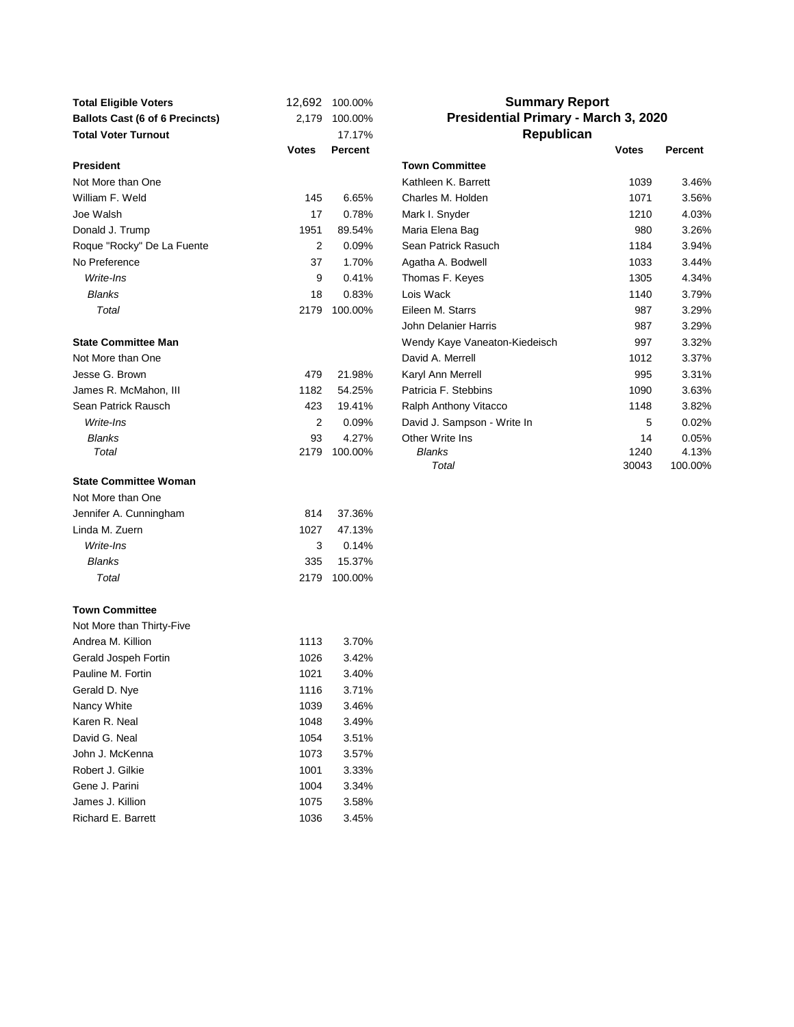# Summary Report
## Presidential Primary - March 3, 2020
## Republican

| | | |
|---|---|---|
| **Total Eligible Voters** | 12,692 | 100.00% |
| **Ballots Cast (6 of 6 Precincts)** | 2,179 | 100.00% |
| **Total Voter Turnout** | | 17.17% |

| | **Votes** | **Percent** |
|---|---|---|
| **President** | | |
| Not More than One | | |
| William F. Weld | 145 | 6.65% |
| Joe Walsh | 17 | 0.78% |
| Donald J. Trump | 1951 | 89.54% |
| Roque "Rocky" De La Fuente | 2 | 0.09% |
| No Preference | 37 | 1.70% |
| *Write-Ins* | 9 | 0.41% |
| *Blanks* | 18 | 0.83% |
| *Total* | 2179 | 100.00% |
| **State Committee Man** | | |
| Not More than One | | |
| Jesse G. Brown | 479 | 21.98% |
| James R. McMahon, III | 1182 | 54.25% |
| Sean Patrick Rausch | 423 | 19.41% |
| *Write-Ins* | 2 | 0.09% |
| *Blanks* | 93 | 4.27% |
| *Total* | 2179 | 100.00% |
| **State Committee Woman** | | |
| Not More than One | | |
| Jennifer A. Cunningham | 814 | 37.36% |
| Linda M. Zuern | 1027 | 47.13% |
| *Write-Ins* | 3 | 0.14% |
| *Blanks* | 335 | 15.37% |
| *Total* | 2179 | 100.00% |
| **Town Committee** | | |
| Not More than Thirty-Five | | |
| Andrea M. Killion | 1113 | 3.70% |
| Gerald Jospeh Fortin | 1026 | 3.42% |
| Pauline M. Fortin | 1021 | 3.40% |
| Gerald D. Nye | 1116 | 3.71% |
| Nancy White | 1039 | 3.46% |
| Karen R. Neal | 1048 | 3.49% |
| David G. Neal | 1054 | 3.51% |
| John J. McKenna | 1073 | 3.57% |
| Robert J. Gilkie | 1001 | 3.33% |
| Gene J. Parini | 1004 | 3.34% |
| James J. Killion | 1075 | 3.58% |
| Richard E. Barrett | 1036 | 3.45% |
| Kathleen K. Barrett | 1039 | 3.46% |
| Charles M. Holden | 1071 | 3.56% |
| Mark I. Snyder | 1210 | 4.03% |
| Maria Elena Bag | 980 | 3.26% |
| Sean Patrick Rasuch | 1184 | 3.94% |
| Agatha A. Bodwell | 1033 | 3.44% |
| Thomas F. Keyes | 1305 | 4.34% |
| Lois Wack | 1140 | 3.79% |
| Eileen M. Starrs | 987 | 3.29% |
| John Delanier Harris | 987 | 3.29% |
| Wendy Kaye Vaneaton-Kiedeisch | 997 | 3.32% |
| David A. Merrell | 1012 | 3.37% |
| Karyl Ann Merrell | 995 | 3.31% |
| Patricia F. Stebbins | 1090 | 3.63% |
| Ralph Anthony Vitacco | 1148 | 3.82% |
| David J. Sampson - Write In | 5 | 0.02% |
| Other Write Ins | 14 | 0.05% |
| *Blanks* | 1240 | 4.13% |
| *Total* | 30043 | 100.00% |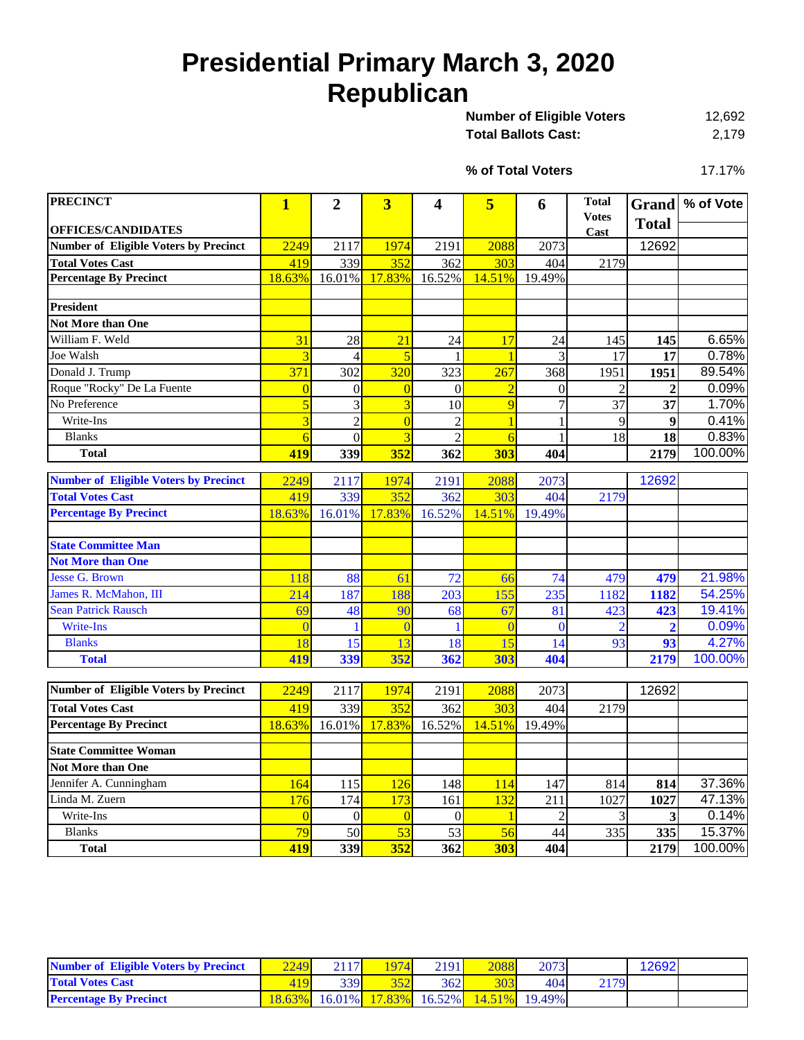# Presidential Primary March 3, 2020
# Republican

**Number of Eligible Voters** 12,692
**Total Ballots Cast:** 2,179

**% of Total Voters** 17.17%

| PRECINCT / OFFICES/CANDIDATES | 1 | 2 | 3 | 4 | 5 | 6 | Total Votes Cast | Grand Total | % of Vote |
|---|---|---|---|---|---|---|---|---|---|
| **Number of Eligible Voters by Precinct** | 2249 | 2117 | 1974 | 2191 | 2088 | 2073 | | 12692 | |
| **Total Votes Cast** | 419 | 339 | 352 | 362 | 303 | 404 | 2179 | | |
| **Percentage By Precinct** | 18.63% | 16.01% | 17.83% | 16.52% | 14.51% | 19.49% | | | |
| | | | | | | | | | |
| **President** | | | | | | | | | |
| **Not More than One** | | | | | | | | | |
| William F. Weld | 31 | 28 | 21 | 24 | 17 | 24 | 145 | **145** | 6.65% |
| Joe Walsh | 3 | 4 | 5 | 1 | 1 | 3 | 17 | **17** | 0.78% |
| Donald J. Trump | 371 | 302 | 320 | 323 | 267 | 368 | 1951 | **1951** | 89.54% |
| Roque "Rocky" De La Fuente | 0 | 0 | 0 | 0 | 2 | 0 | 2 | **2** | 0.09% |
| No Preference | 5 | 3 | 3 | 10 | 9 | 7 | 37 | **37** | 1.70% |
| Write-Ins | 3 | 2 | 0 | 2 | 1 | 1 | 9 | **9** | 0.41% |
| Blanks | 6 | 0 | 3 | 2 | 6 | 1 | 18 | **18** | 0.83% |
| **Total** | **419** | **339** | **352** | **362** | **303** | **404** | | **2179** | 100.00% |

| | 1 | 2 | 3 | 4 | 5 | 6 | Total Votes Cast | Grand Total | % of Vote |
|---|---|---|---|---|---|---|---|---|---|
| **Number of Eligible Voters by Precinct** | 2249 | 2117 | 1974 | 2191 | 2088 | 2073 | | 12692 | |
| **Total Votes Cast** | 419 | 339 | 352 | 362 | 303 | 404 | 2179 | | |
| **Percentage By Precinct** | 18.63% | 16.01% | 17.83% | 16.52% | 14.51% | 19.49% | | | |
| | | | | | | | | | |
| **State Committee Man** | | | | | | | | | |
| **Not More than One** | | | | | | | | | |
| Jesse G. Brown | 118 | 88 | 61 | 72 | 66 | 74 | 479 | **479** | 21.98% |
| James R. McMahon, III | 214 | 187 | 188 | 203 | 155 | 235 | 1182 | **1182** | 54.25% |
| Sean Patrick Rausch | 69 | 48 | 90 | 68 | 67 | 81 | 423 | **423** | 19.41% |
| Write-Ins | 0 | 1 | 0 | 1 | 0 | 0 | 2 | **2** | 0.09% |
| Blanks | 18 | 15 | 13 | 18 | 15 | 14 | 93 | **93** | 4.27% |
| **Total** | **419** | **339** | **352** | **362** | **303** | **404** | | **2179** | 100.00% |

| | 1 | 2 | 3 | 4 | 5 | 6 | Total Votes Cast | Grand Total | % of Vote |
|---|---|---|---|---|---|---|---|---|---|
| **Number of Eligible Voters by Precinct** | 2249 | 2117 | 1974 | 2191 | 2088 | 2073 | | 12692 | |
| **Total Votes Cast** | 419 | 339 | 352 | 362 | 303 | 404 | 2179 | | |
| **Percentage By Precinct** | 18.63% | 16.01% | 17.83% | 16.52% | 14.51% | 19.49% | | | |
| | | | | | | | | | |
| **State Committee Woman** | | | | | | | | | |
| **Not More than One** | | | | | | | | | |
| Jennifer A. Cunningham | 164 | 115 | 126 | 148 | 114 | 147 | 814 | **814** | 37.36% |
| Linda M. Zuern | 176 | 174 | 173 | 161 | 132 | 211 | 1027 | **1027** | 47.13% |
| Write-Ins | 0 | 0 | 0 | 0 | 1 | 2 | 3 | **3** | 0.14% |
| Blanks | 79 | 50 | 53 | 53 | 56 | 44 | 335 | **335** | 15.37% |
| **Total** | **419** | **339** | **352** | **362** | **303** | **404** | | **2179** | 100.00% |

| | 1 | 2 | 3 | 4 | 5 | 6 | Total Votes Cast | Grand Total | % of Vote |
|---|---|---|---|---|---|---|---|---|---|
| **Number of Eligible Voters by Precinct** | 2249 | 2117 | 1974 | 2191 | 2088 | 2073 | | 12692 | |
| **Total Votes Cast** | 419 | 339 | 352 | 362 | 303 | 404 | 2179 | | |
| **Percentage By Precinct** | 18.63% | 16.01% | 17.83% | 16.52% | 14.51% | 19.49% | | | |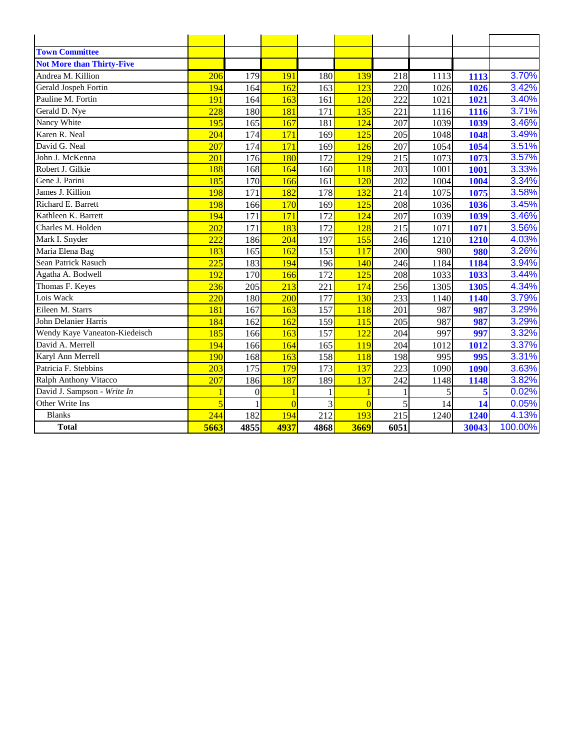| | | | | | | | | | |
|---|---|---|---|---|---|---|---|---|---|
| **Town Committee** | | | | | | | | | |
| **Not More than Thirty-Five** | | | | | | | | | |
| Andrea M. Killion | 206 | 179 | 191 | 180 | 139 | 218 | 1113 | **1113** | 3.70% |
| Gerald Jospeh Fortin | 194 | 164 | 162 | 163 | 123 | 220 | 1026 | **1026** | 3.42% |
| Pauline M. Fortin | 191 | 164 | 163 | 161 | 120 | 222 | 1021 | **1021** | 3.40% |
| Gerald D. Nye | 228 | 180 | 181 | 171 | 135 | 221 | 1116 | **1116** | 3.71% |
| Nancy White | 195 | 165 | 167 | 181 | 124 | 207 | 1039 | **1039** | 3.46% |
| Karen R. Neal | 204 | 174 | 171 | 169 | 125 | 205 | 1048 | **1048** | 3.49% |
| David G. Neal | 207 | 174 | 171 | 169 | 126 | 207 | 1054 | **1054** | 3.51% |
| John J. McKenna | 201 | 176 | 180 | 172 | 129 | 215 | 1073 | **1073** | 3.57% |
| Robert J. Gilkie | 188 | 168 | 164 | 160 | 118 | 203 | 1001 | **1001** | 3.33% |
| Gene J. Parini | 185 | 170 | 166 | 161 | 120 | 202 | 1004 | **1004** | 3.34% |
| James J. Killion | 198 | 171 | 182 | 178 | 132 | 214 | 1075 | **1075** | 3.58% |
| Richard E. Barrett | 198 | 166 | 170 | 169 | 125 | 208 | 1036 | **1036** | 3.45% |
| Kathleen K. Barrett | 194 | 171 | 171 | 172 | 124 | 207 | 1039 | **1039** | 3.46% |
| Charles M. Holden | 202 | 171 | 183 | 172 | 128 | 215 | 1071 | **1071** | 3.56% |
| Mark I. Snyder | 222 | 186 | 204 | 197 | 155 | 246 | 1210 | **1210** | 4.03% |
| Maria Elena Bag | 183 | 165 | 162 | 153 | 117 | 200 | 980 | **980** | 3.26% |
| Sean Patrick Rasuch | 225 | 183 | 194 | 196 | 140 | 246 | 1184 | **1184** | 3.94% |
| Agatha A. Bodwell | 192 | 170 | 166 | 172 | 125 | 208 | 1033 | **1033** | 3.44% |
| Thomas F. Keyes | 236 | 205 | 213 | 221 | 174 | 256 | 1305 | **1305** | 4.34% |
| Lois Wack | 220 | 180 | 200 | 177 | 130 | 233 | 1140 | **1140** | 3.79% |
| Eileen M. Starrs | 181 | 167 | 163 | 157 | 118 | 201 | 987 | **987** | 3.29% |
| John Delanier Harris | 184 | 162 | 162 | 159 | 115 | 205 | 987 | **987** | 3.29% |
| Wendy Kaye Vaneaton-Kiedeisch | 185 | 166 | 163 | 157 | 122 | 204 | 997 | **997** | 3.32% |
| David A. Merrell | 194 | 166 | 164 | 165 | 119 | 204 | 1012 | **1012** | 3.37% |
| Karyl Ann Merrell | 190 | 168 | 163 | 158 | 118 | 198 | 995 | **995** | 3.31% |
| Patricia F. Stebbins | 203 | 175 | 179 | 173 | 137 | 223 | 1090 | **1090** | 3.63% |
| Ralph Anthony Vitacco | 207 | 186 | 187 | 189 | 137 | 242 | 1148 | **1148** | 3.82% |
| David J. Sampson - *Write In* | 1 | 0 | 1 | 1 | 1 | 1 | 5 | **5** | 0.02% |
| Other Write Ins | 5 | 1 | 0 | 3 | 0 | 5 | 14 | **14** | 0.05% |
| Blanks | 244 | 182 | 194 | 212 | 193 | 215 | 1240 | **1240** | 4.13% |
| **Total** | **5663** | **4855** | **4937** | **4868** | **3669** | **6051** | | **30043** | 100.00% |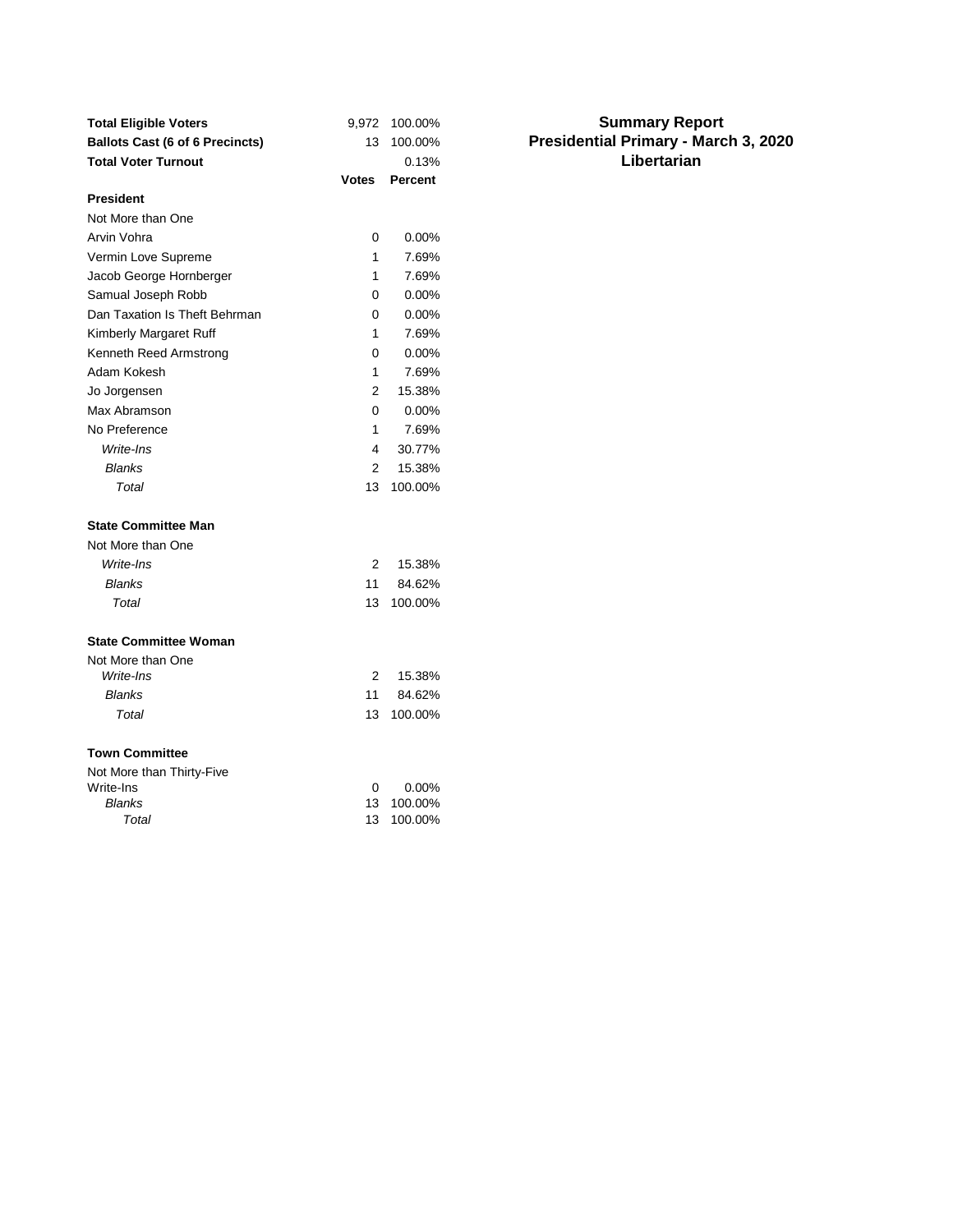# Summary Report
## Presidential Primary - March 3, 2020
## Libertarian

| | | |
|---|---|---|
| **Total Eligible Voters** | 9,972 | 100.00% |
| **Ballots Cast (6 of 6 Precincts)** | 13 | 100.00% |
| **Total Voter Turnout** | | 0.13% |

| | **Votes** | **Percent** |
|---|---|---|
| **President** | | |
| Not More than One | | |
| Arvin Vohra | 0 | 0.00% |
| Vermin Love Supreme | 1 | 7.69% |
| Jacob George Hornberger | 1 | 7.69% |
| Samual Joseph Robb | 0 | 0.00% |
| Dan Taxation Is Theft Behrman | 0 | 0.00% |
| Kimberly Margaret Ruff | 1 | 7.69% |
| Kenneth Reed Armstrong | 0 | 0.00% |
| Adam Kokesh | 1 | 7.69% |
| Jo Jorgensen | 2 | 15.38% |
| Max Abramson | 0 | 0.00% |
| No Preference | 1 | 7.69% |
| *Write-Ins* | 4 | 30.77% |
| *Blanks* | 2 | 15.38% |
| *Total* | 13 | 100.00% |
| **State Committee Man** | | |
| Not More than One | | |
| *Write-Ins* | 2 | 15.38% |
| *Blanks* | 11 | 84.62% |
| *Total* | 13 | 100.00% |
| **State Committee Woman** | | |
| Not More than One | | |
| *Write-Ins* | 2 | 15.38% |
| *Blanks* | 11 | 84.62% |
| *Total* | 13 | 100.00% |
| **Town Committee** | | |
| Not More than Thirty-Five | | |
| Write-Ins | 0 | 0.00% |
| *Blanks* | 13 | 100.00% |
| *Total* | 13 | 100.00% |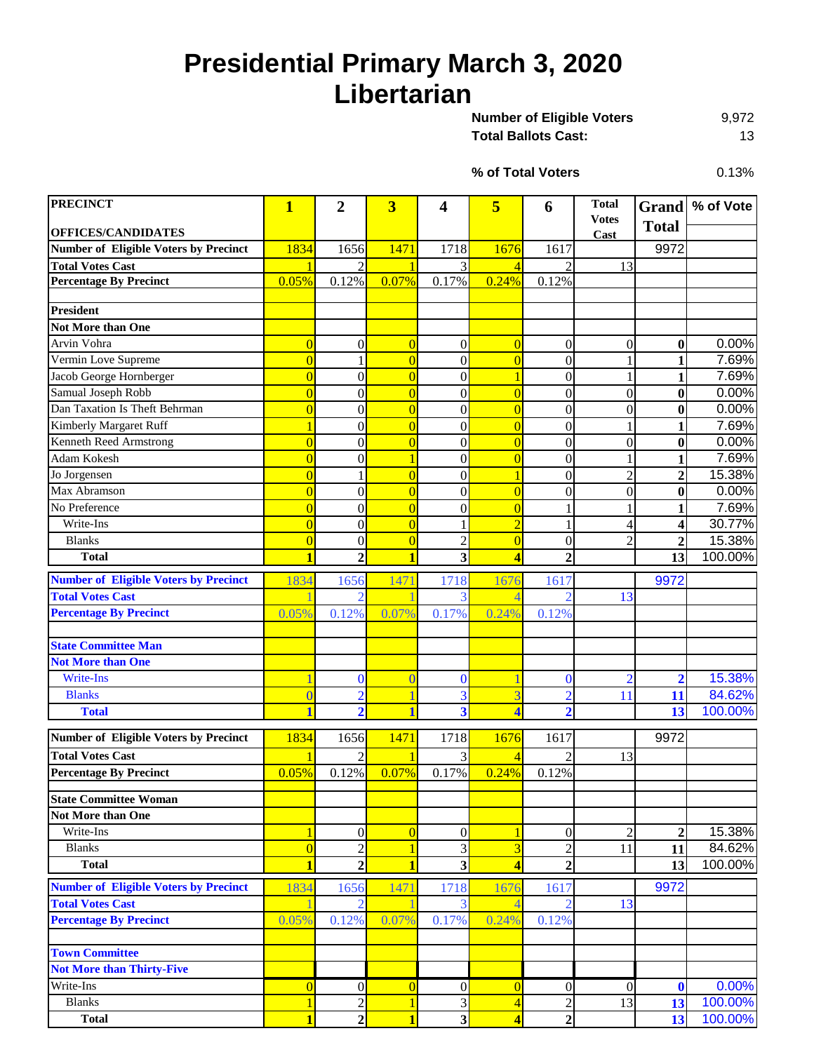# Presidential Primary March 3, 2020
# Libertarian

**Number of Eligible Voters** 9,972

**Total Ballots Cast:** 13

**% of Total Voters** 0.13%

| PRECINCT<br>OFFICES/CANDIDATES | 1 | 2 | 3 | 4 | 5 | 6 | Total Votes Cast | Grand Total | % of Vote |
|---|---|---|---|---|---|---|---|---|---|
| **Number of Eligible Voters by Precinct** | 1834 | 1656 | 1471 | 1718 | 1676 | 1617 | | 9972 | |
| **Total Votes Cast** | 1 | 2 | 1 | 3 | 4 | 2 | 13 | | |
| **Percentage By Precinct** | 0.05% | 0.12% | 0.07% | 0.17% | 0.24% | 0.12% | | | |
| | | | | | | | | | |
| **President** | | | | | | | | | |
| **Not More than One** | | | | | | | | | |
| Arvin Vohra | 0 | 0 | 0 | 0 | 0 | 0 | 0 | **0** | 0.00% |
| Vermin Love Supreme | 0 | 1 | 0 | 0 | 0 | 0 | 1 | **1** | 7.69% |
| Jacob George Hornberger | 0 | 0 | 0 | 0 | 1 | 0 | 1 | **1** | 7.69% |
| Samual Joseph Robb | 0 | 0 | 0 | 0 | 0 | 0 | 0 | **0** | 0.00% |
| Dan Taxation Is Theft Behrman | 0 | 0 | 0 | 0 | 0 | 0 | 0 | **0** | 0.00% |
| Kimberly Margaret Ruff | 1 | 0 | 0 | 0 | 0 | 0 | 1 | **1** | 7.69% |
| Kenneth Reed Armstrong | 0 | 0 | 0 | 0 | 0 | 0 | 0 | **0** | 0.00% |
| Adam Kokesh | 0 | 0 | 1 | 0 | 0 | 0 | 1 | **1** | 7.69% |
| Jo Jorgensen | 0 | 1 | 0 | 0 | 1 | 0 | 2 | **2** | 15.38% |
| Max Abramson | 0 | 0 | 0 | 0 | 0 | 0 | 0 | **0** | 0.00% |
| No Preference | 0 | 0 | 0 | 0 | 0 | 1 | 1 | **1** | 7.69% |
| Write-Ins | 0 | 0 | 0 | 1 | 2 | 1 | 4 | **4** | 30.77% |
| Blanks | 0 | 0 | 0 | 2 | 0 | 0 | 2 | **2** | 15.38% |
| **Total** | **1** | **2** | **1** | **3** | **4** | **2** | | **13** | 100.00% |

| PRECINCT | 1 | 2 | 3 | 4 | 5 | 6 | Total Votes Cast | Grand Total | % of Vote |
|---|---|---|---|---|---|---|---|---|---|
| **Number of Eligible Voters by Precinct** | 1834 | 1656 | 1471 | 1718 | 1676 | 1617 | | 9972 | |
| **Total Votes Cast** | 1 | 2 | 1 | 3 | 4 | 2 | 13 | | |
| **Percentage By Precinct** | 0.05% | 0.12% | 0.07% | 0.17% | 0.24% | 0.12% | | | |
| | | | | | | | | | |
| **State Committee Man** | | | | | | | | | |
| **Not More than One** | | | | | | | | | |
| Write-Ins | 1 | 0 | 0 | 0 | 1 | 0 | 2 | **2** | 15.38% |
| Blanks | 0 | 2 | 1 | 3 | 3 | 2 | 11 | **11** | 84.62% |
| **Total** | **1** | **2** | **1** | **3** | **4** | **2** | | **13** | 100.00% |

| PRECINCT | 1 | 2 | 3 | 4 | 5 | 6 | Total Votes Cast | Grand Total | % of Vote |
|---|---|---|---|---|---|---|---|---|---|
| **Number of Eligible Voters by Precinct** | 1834 | 1656 | 1471 | 1718 | 1676 | 1617 | | 9972 | |
| **Total Votes Cast** | 1 | 2 | 1 | 3 | 4 | 2 | 13 | | |
| **Percentage By Precinct** | 0.05% | 0.12% | 0.07% | 0.17% | 0.24% | 0.12% | | | |
| | | | | | | | | | |
| **State Committee Woman** | | | | | | | | | |
| **Not More than One** | | | | | | | | | |
| Write-Ins | 1 | 0 | 0 | 0 | 1 | 0 | 2 | **2** | 15.38% |
| Blanks | 0 | 2 | 1 | 3 | 3 | 2 | 11 | **11** | 84.62% |
| **Total** | **1** | **2** | **1** | **3** | **4** | **2** | | **13** | 100.00% |

| PRECINCT | 1 | 2 | 3 | 4 | 5 | 6 | Total Votes Cast | Grand Total | % of Vote |
|---|---|---|---|---|---|---|---|---|---|
| **Number of Eligible Voters by Precinct** | 1834 | 1656 | 1471 | 1718 | 1676 | 1617 | | 9972 | |
| **Total Votes Cast** | 1 | 2 | 1 | 3 | 4 | 2 | 13 | | |
| **Percentage By Precinct** | 0.05% | 0.12% | 0.07% | 0.17% | 0.24% | 0.12% | | | |
| | | | | | | | | | |
| **Town Committee** | | | | | | | | | |
| **Not More than Thirty-Five** | | | | | | | | | |
| Write-Ins | 0 | 0 | 0 | 0 | 0 | 0 | 0 | **0** | 0.00% |
| Blanks | 1 | 2 | 1 | 3 | 4 | 2 | 13 | **13** | 100.00% |
| **Total** | **1** | **2** | **1** | **3** | **4** | **2** | | **13** | 100.00% |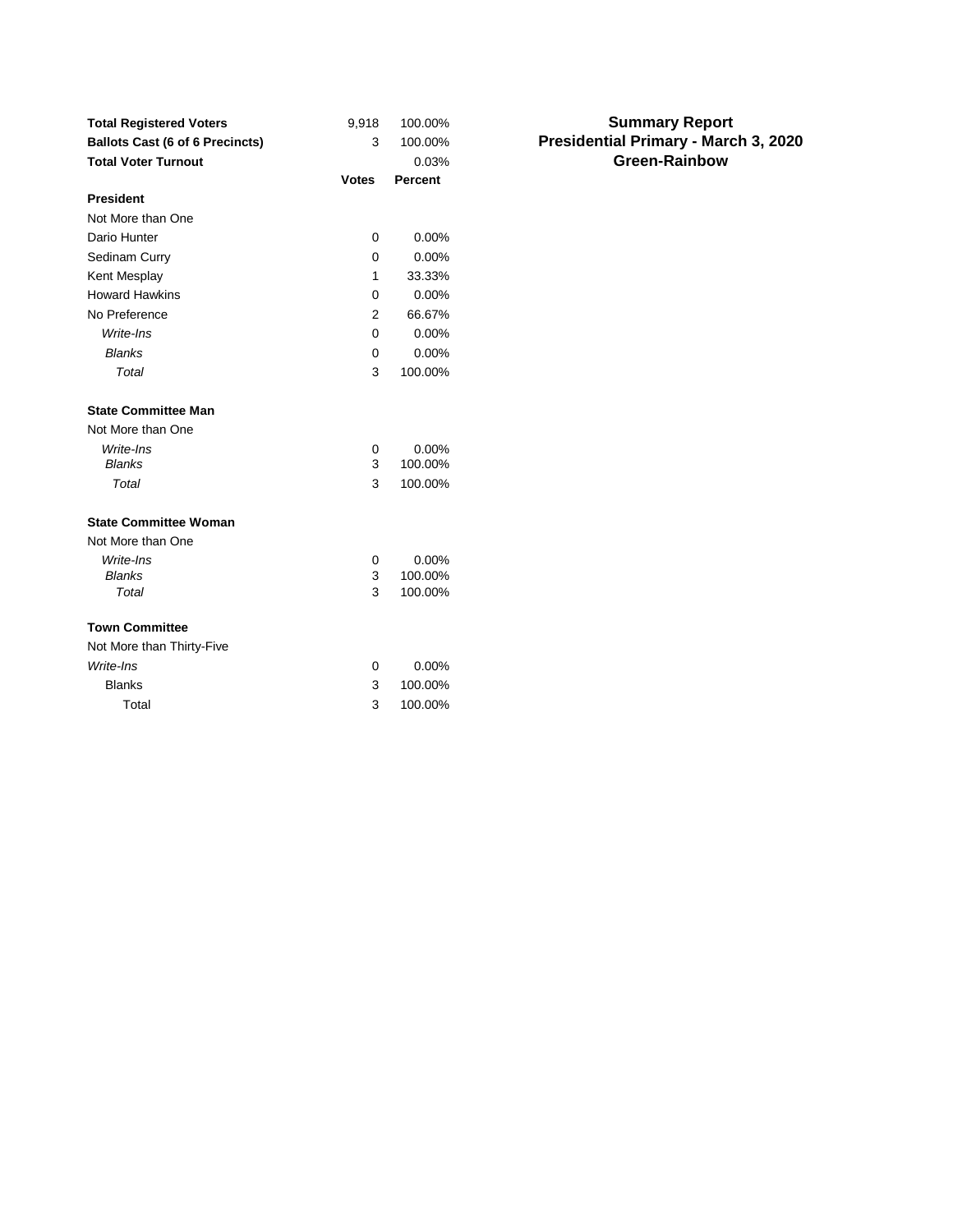# Summary Report
## Presidential Primary - March 3, 2020
## Green-Rainbow

| | | |
|---|---|---|
| **Total Registered Voters** | 9,918 | 100.00% |
| **Ballots Cast (6 of 6 Precincts)** | 3 | 100.00% |
| **Total Voter Turnout** | | 0.03% |
| | **Votes** | **Percent** |
| **President** | | |
| Not More than One | | |
| Dario Hunter | 0 | 0.00% |
| Sedinam Curry | 0 | 0.00% |
| Kent Mesplay | 1 | 33.33% |
| Howard Hawkins | 0 | 0.00% |
| No Preference | 2 | 66.67% |
| *Write-Ins* | 0 | 0.00% |
| *Blanks* | 0 | 0.00% |
| *Total* | 3 | 100.00% |
| **State Committee Man** | | |
| Not More than One | | |
| *Write-Ins* | 0 | 0.00% |
| *Blanks* | 3 | 100.00% |
| *Total* | 3 | 100.00% |
| **State Committee Woman** | | |
| Not More than One | | |
| *Write-Ins* | 0 | 0.00% |
| *Blanks* | 3 | 100.00% |
| *Total* | 3 | 100.00% |
| **Town Committee** | | |
| Not More than Thirty-Five | | |
| *Write-Ins* | 0 | 0.00% |
| Blanks | 3 | 100.00% |
| Total | 3 | 100.00% |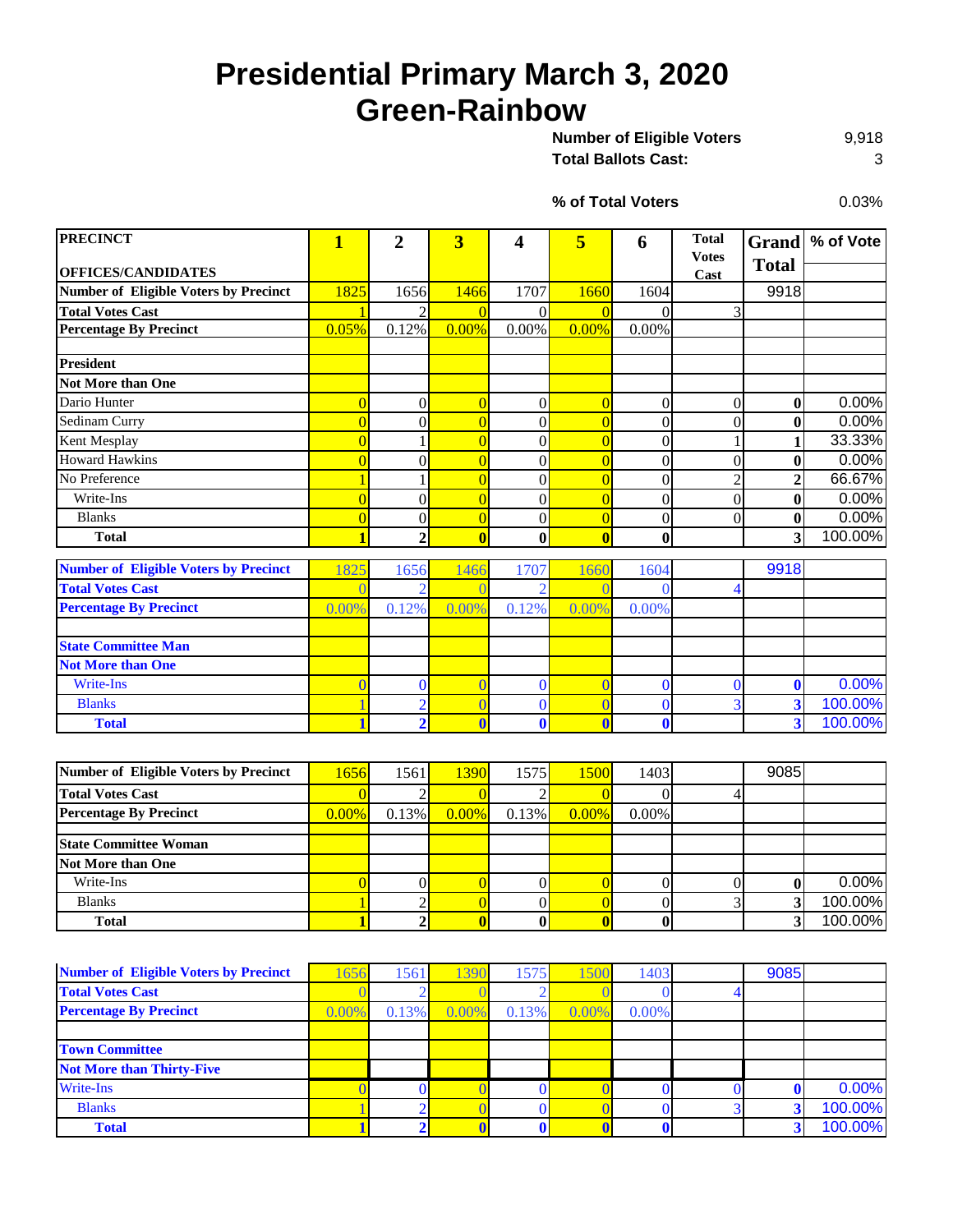# Presidential Primary March 3, 2020
# Green-Rainbow

**Number of Eligible Voters** 9,918
**Total Ballots Cast:** 3

**% of Total Voters** 0.03%

| PRECINCT / OFFICES/CANDIDATES | 1 | 2 | 3 | 4 | 5 | 6 | Total Votes Cast | Grand Total | % of Vote |
|---|---|---|---|---|---|---|---|---|---|
| Number of Eligible Voters by Precinct | 1825 | 1656 | 1466 | 1707 | 1660 | 1604 | | 9918 | |
| Total Votes Cast | 1 | 2 | 0 | 0 | 0 | 0 | 3 | | |
| Percentage By Precinct | 0.05% | 0.12% | 0.00% | 0.00% | 0.00% | 0.00% | | | |
| | | | | | | | | | |
| **President** | | | | | | | | | |
| **Not More than One** | | | | | | | | | |
| Dario Hunter | 0 | 0 | 0 | 0 | 0 | 0 | 0 | **0** | 0.00% |
| Sedinam Curry | 0 | 0 | 0 | 0 | 0 | 0 | 0 | **0** | 0.00% |
| Kent Mesplay | 0 | 1 | 0 | 0 | 0 | 0 | 1 | **1** | 33.33% |
| Howard Hawkins | 0 | 0 | 0 | 0 | 0 | 0 | 0 | **0** | 0.00% |
| No Preference | 1 | 1 | 0 | 0 | 0 | 0 | 2 | **2** | 66.67% |
| Write-Ins | 0 | 0 | 0 | 0 | 0 | 0 | 0 | **0** | 0.00% |
| Blanks | 0 | 0 | 0 | 0 | 0 | 0 | 0 | **0** | 0.00% |
| **Total** | **1** | **2** | **0** | **0** | **0** | **0** | | **3** | 100.00% |

| | 1 | 2 | 3 | 4 | 5 | 6 | Total Votes Cast | Grand Total | % of Vote |
|---|---|---|---|---|---|---|---|---|---|
| Number of Eligible Voters by Precinct | 1825 | 1656 | 1466 | 1707 | 1660 | 1604 | | 9918 | |
| Total Votes Cast | 0 | 2 | 0 | 2 | 0 | 0 | 4 | | |
| Percentage By Precinct | 0.00% | 0.12% | 0.00% | 0.12% | 0.00% | 0.00% | | | |
| | | | | | | | | | |
| **State Committee Man** | | | | | | | | | |
| **Not More than One** | | | | | | | | | |
| Write-Ins | 0 | 0 | 0 | 0 | 0 | 0 | 0 | **0** | 0.00% |
| Blanks | 1 | 2 | 0 | 0 | 0 | 0 | 3 | **3** | 100.00% |
| **Total** | **1** | **2** | **0** | **0** | **0** | **0** | | **3** | 100.00% |

| | 1 | 2 | 3 | 4 | 5 | 6 | Total Votes Cast | Grand Total | % of Vote |
|---|---|---|---|---|---|---|---|---|---|
| Number of Eligible Voters by Precinct | 1656 | 1561 | 1390 | 1575 | 1500 | 1403 | | 9085 | |
| Total Votes Cast | 0 | 2 | 0 | 2 | 0 | 0 | 4 | | |
| Percentage By Precinct | 0.00% | 0.13% | 0.00% | 0.13% | 0.00% | 0.00% | | | |
| | | | | | | | | | |
| **State Committee Woman** | | | | | | | | | |
| **Not More than One** | | | | | | | | | |
| Write-Ins | 0 | 0 | 0 | 0 | 0 | 0 | 0 | **0** | 0.00% |
| Blanks | 1 | 2 | 0 | 0 | 0 | 0 | 3 | **3** | 100.00% |
| **Total** | **1** | **2** | **0** | **0** | **0** | **0** | | **3** | 100.00% |

| | 1 | 2 | 3 | 4 | 5 | 6 | Total Votes Cast | Grand Total | % of Vote |
|---|---|---|---|---|---|---|---|---|---|
| Number of Eligible Voters by Precinct | 1656 | 1561 | 1390 | 1575 | 1500 | 1403 | | 9085 | |
| Total Votes Cast | 0 | 2 | 0 | 2 | 0 | 0 | 4 | | |
| Percentage By Precinct | 0.00% | 0.13% | 0.00% | 0.13% | 0.00% | 0.00% | | | |
| | | | | | | | | | |
| **Town Committee** | | | | | | | | | |
| **Not More than Thirty-Five** | | | | | | | | | |
| Write-Ins | 0 | 0 | 0 | 0 | 0 | 0 | 0 | **0** | 0.00% |
| Blanks | 1 | 2 | 0 | 0 | 0 | 0 | 3 | **3** | 100.00% |
| **Total** | **1** | **2** | **0** | **0** | **0** | **0** | | **3** | 100.00% |